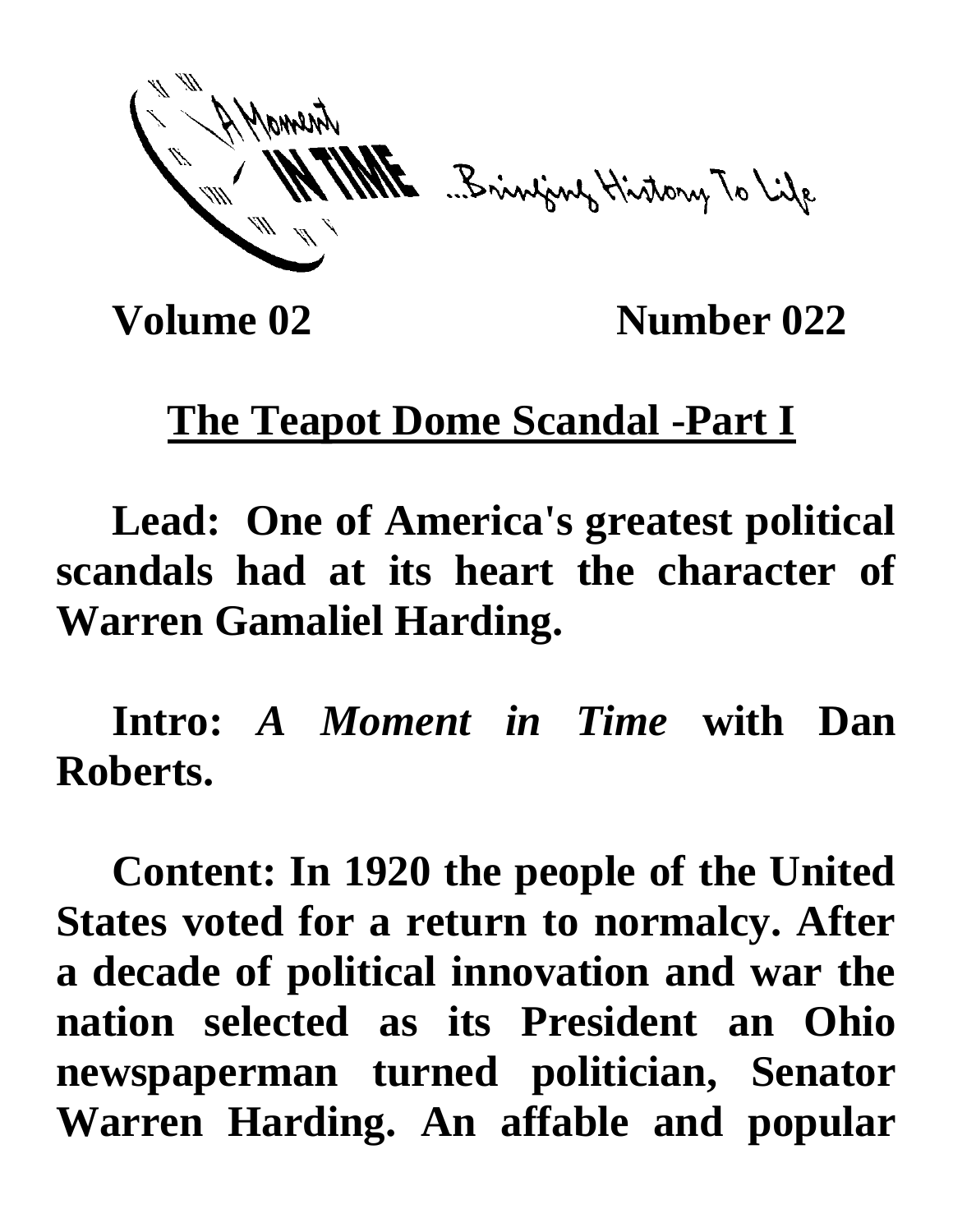A Moment IN TIME ...Bringing History To Life

**Volume 02** **Number 022**

# The Teapot Dome Scandal -Part I

**Lead: One of America's greatest political scandals had at its heart the character of Warren Gamaliel Harding.**

**Intro: *A Moment in Time* with Dan Roberts.**

**Content: In 1920 the people of the United States voted for a return to normalcy. After a decade of political innovation and war the nation selected as its President an Ohio newspaperman turned politician, Senator Warren Harding. An affable and popular**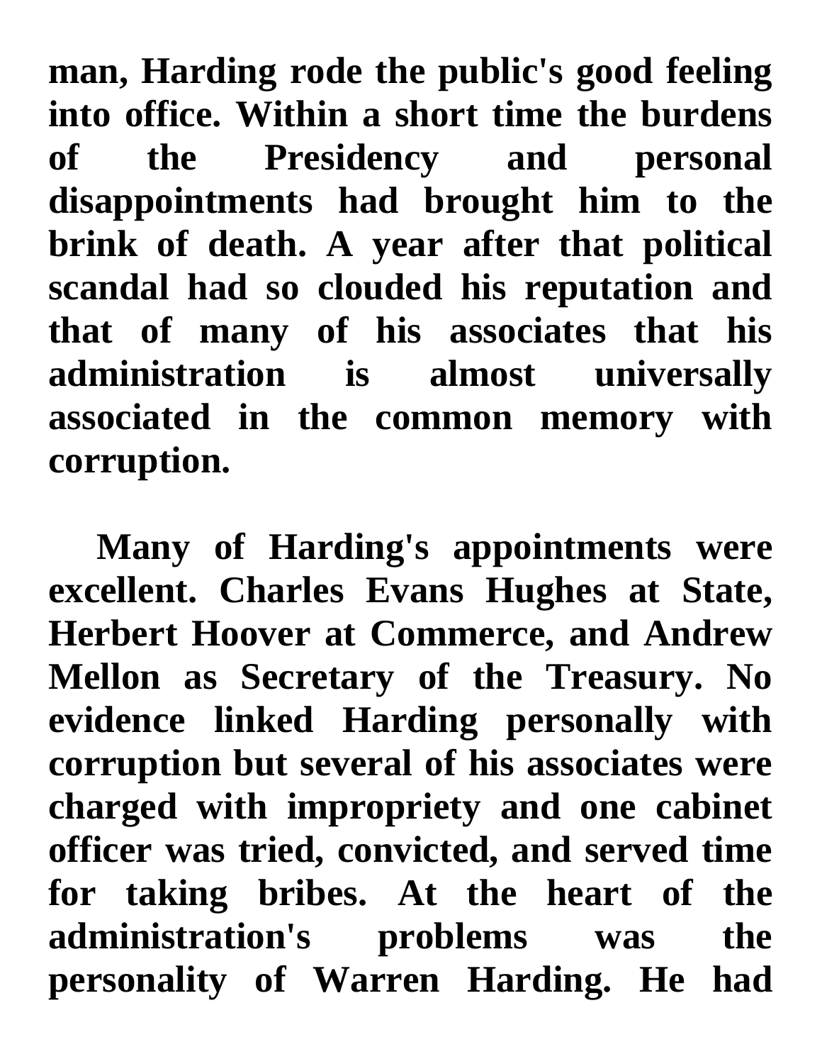man, Harding rode the public's good feeling into office. Within a short time the burdens of the Presidency and personal disappointments had brought him to the brink of death. A year after that political scandal had so clouded his reputation and that of many of his associates that his administration is almost universally associated in the common memory with corruption.

Many of Harding's appointments were excellent. Charles Evans Hughes at State, Herbert Hoover at Commerce, and Andrew Mellon as Secretary of the Treasury. No evidence linked Harding personally with corruption but several of his associates were charged with impropriety and one cabinet officer was tried, convicted, and served time for taking bribes. At the heart of the administration's problems was the personality of Warren Harding. He had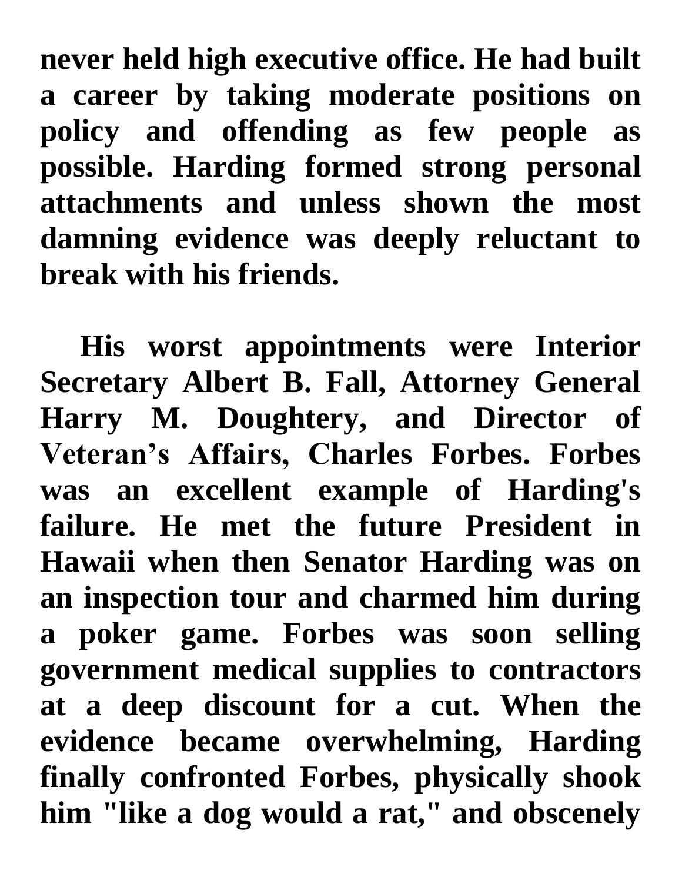**never held high executive office. He had built a career by taking moderate positions on policy and offending as few people as possible. Harding formed strong personal attachments and unless shown the most damning evidence was deeply reluctant to break with his friends.**

**His worst appointments were Interior Secretary Albert B. Fall, Attorney General Harry M. Doughtery, and Director of Veteran's Affairs, Charles Forbes. Forbes was an excellent example of Harding's failure. He met the future President in Hawaii when then Senator Harding was on an inspection tour and charmed him during a poker game. Forbes was soon selling government medical supplies to contractors at a deep discount for a cut. When the evidence became overwhelming, Harding finally confronted Forbes, physically shook him "like a dog would a rat," and obscenely**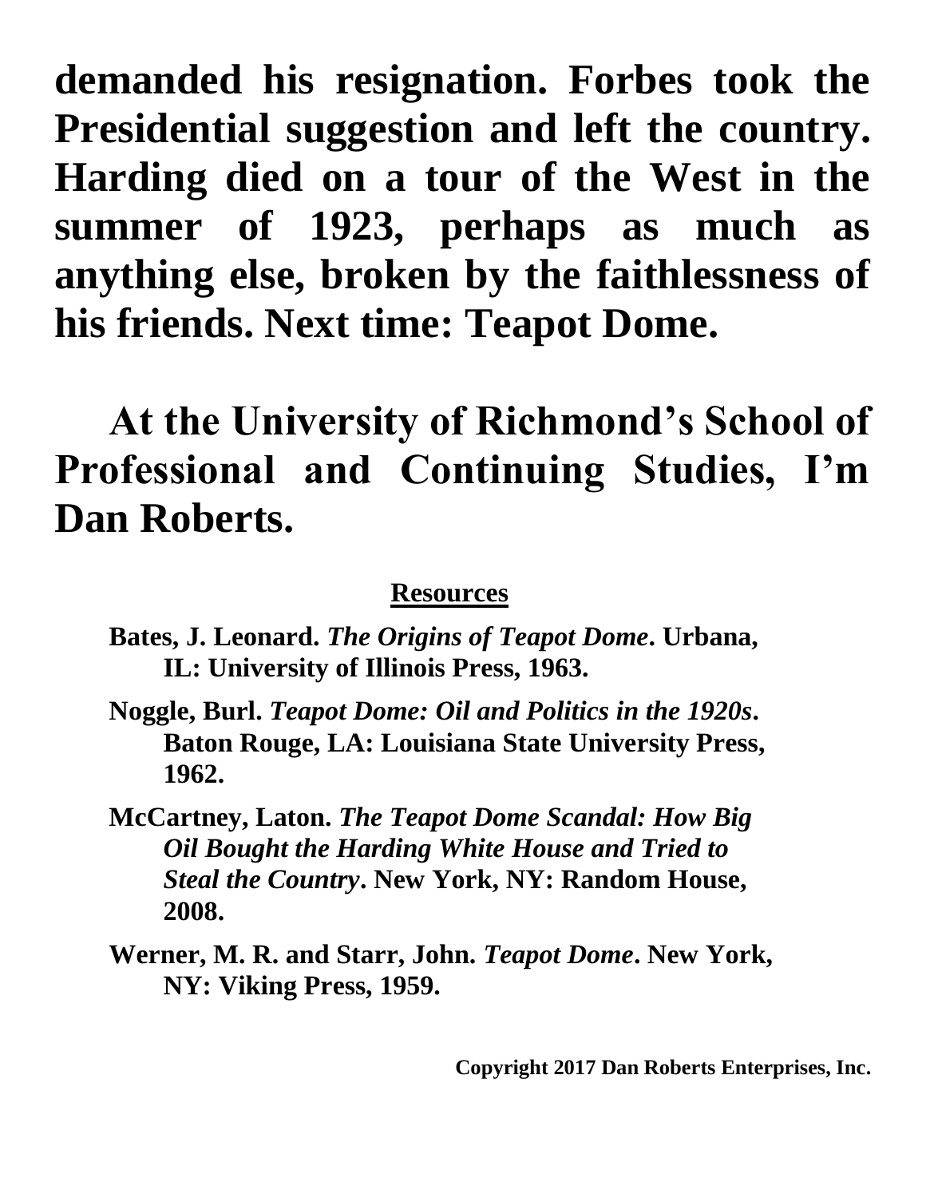**demanded his resignation. Forbes took the Presidential suggestion and left the country. Harding died on a tour of the West in the summer of 1923, perhaps as much as anything else, broken by the faithlessness of his friends. Next time: Teapot Dome.**

**At the University of Richmond's School of Professional and Continuing Studies, I'm Dan Roberts.**

## Resources

**Bates, J. Leonard. *The Origins of Teapot Dome*. Urbana, IL: University of Illinois Press, 1963.**

**Noggle, Burl. *Teapot Dome: Oil and Politics in the 1920s*. Baton Rouge, LA: Louisiana State University Press, 1962.**

**McCartney, Laton. *The Teapot Dome Scandal: How Big Oil Bought the Harding White House and Tried to Steal the Country*. New York, NY: Random House, 2008.**

**Werner, M. R. and Starr, John. *Teapot Dome*. New York, NY: Viking Press, 1959.**

**Copyright 2017 Dan Roberts Enterprises, Inc.**